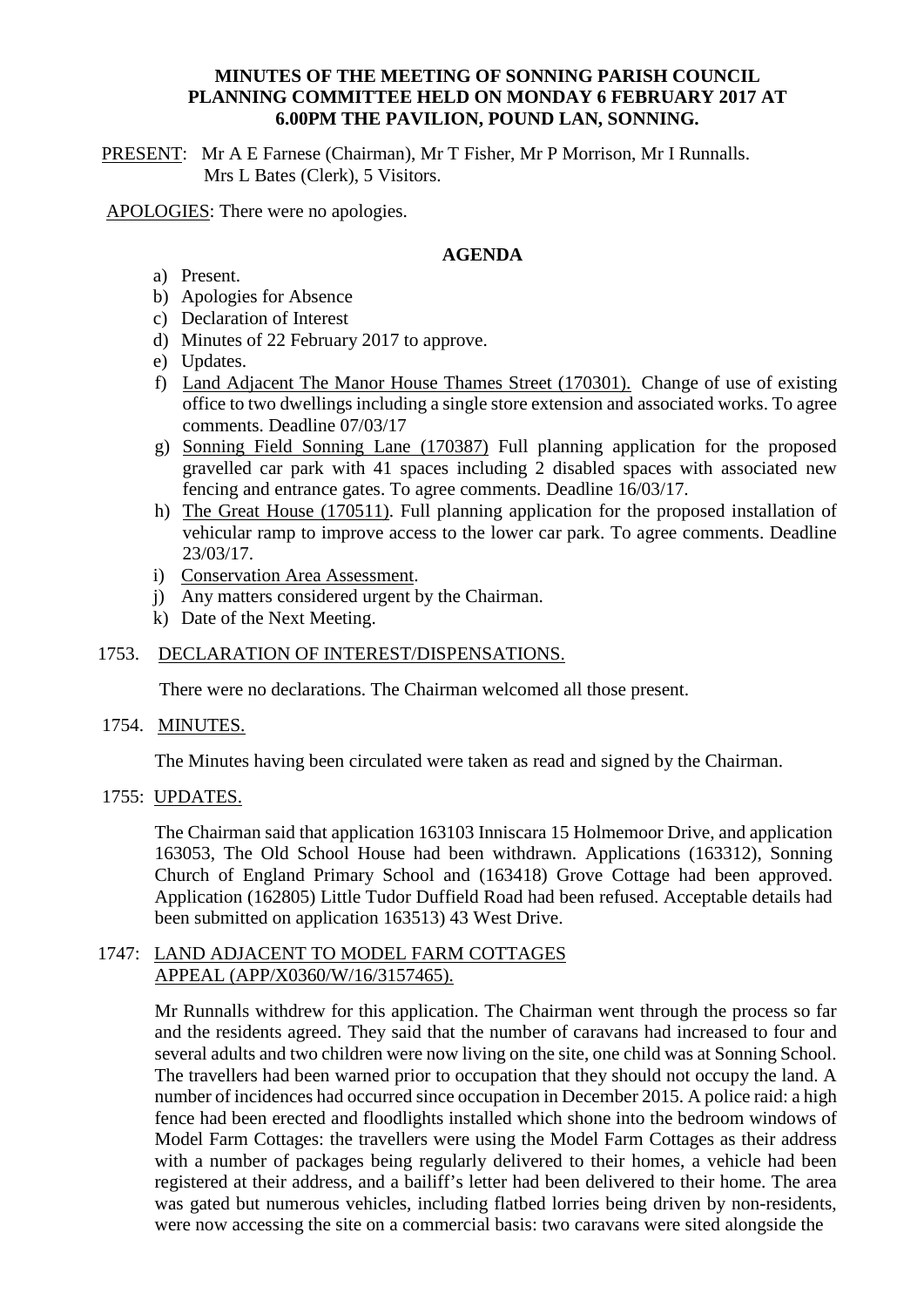# MINUTES OF THE MEETING OF SONNING PARISH COUNCIL PLANNING COMMITTEE HELD ON MONDAY 6 FEBRUARY 2017 AT 6.00PM THE PAVILION, POUND LAN, SONNING.

PRESENT: Mr A E Farnese (Chairman), Mr T Fisher, Mr P Morrison, Mr I Runnalls. Mrs L Bates (Clerk), 5 Visitors.

APOLOGIES: There were no apologies.

## AGENDA

a) Present.
b) Apologies for Absence
c) Declaration of Interest
d) Minutes of 22 February 2017 to approve.
e) Updates.
f) Land Adjacent The Manor House Thames Street (170301). Change of use of existing office to two dwellings including a single store extension and associated works. To agree comments. Deadline 07/03/17
g) Sonning Field Sonning Lane (170387) Full planning application for the proposed gravelled car park with 41 spaces including 2 disabled spaces with associated new fencing and entrance gates. To agree comments. Deadline 16/03/17.
h) The Great House (170511). Full planning application for the proposed installation of vehicular ramp to improve access to the lower car park. To agree comments. Deadline 23/03/17.
i) Conservation Area Assessment.
j) Any matters considered urgent by the Chairman.
k) Date of the Next Meeting.

1753. DECLARATION OF INTEREST/DISPENSATIONS.

There were no declarations. The Chairman welcomed all those present.

1754. MINUTES.

The Minutes having been circulated were taken as read and signed by the Chairman.

1755: UPDATES.

The Chairman said that application 163103 Inniscara 15 Holmemoor Drive, and application 163053, The Old School House had been withdrawn. Applications (163312), Sonning Church of England Primary School and (163418) Grove Cottage had been approved. Application (162805) Little Tudor Duffield Road had been refused. Acceptable details had been submitted on application 163513) 43 West Drive.

1747: LAND ADJACENT TO MODEL FARM COTTAGES APPEAL (APP/X0360/W/16/3157465).

Mr Runnalls withdrew for this application. The Chairman went through the process so far and the residents agreed. They said that the number of caravans had increased to four and several adults and two children were now living on the site, one child was at Sonning School. The travellers had been warned prior to occupation that they should not occupy the land. A number of incidences had occurred since occupation in December 2015. A police raid: a high fence had been erected and floodlights installed which shone into the bedroom windows of Model Farm Cottages: the travellers were using the Model Farm Cottages as their address with a number of packages being regularly delivered to their homes, a vehicle had been registered at their address, and a bailiff's letter had been delivered to their home. The area was gated but numerous vehicles, including flatbed lorries being driven by non-residents, were now accessing the site on a commercial basis: two caravans were sited alongside the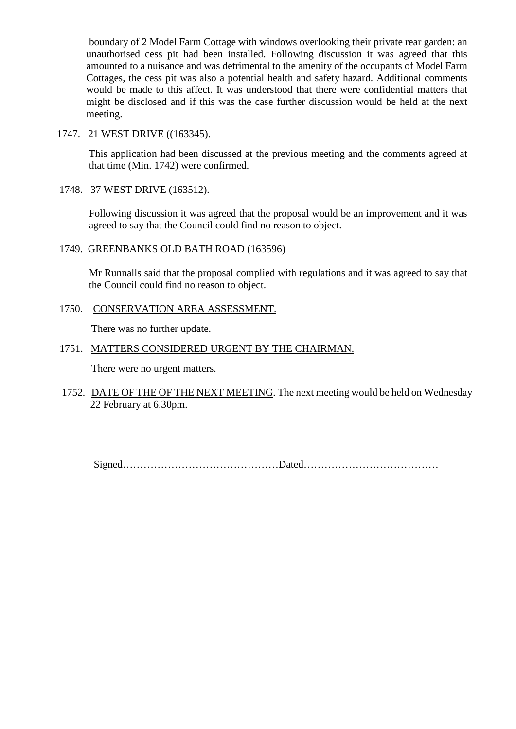boundary of 2 Model Farm Cottage with windows overlooking their private rear garden: an unauthorised cess pit had been installed. Following discussion it was agreed that this amounted to a nuisance and was detrimental to the amenity of the occupants of Model Farm Cottages, the cess pit was also a potential health and safety hazard. Additional comments would be made to this affect. It was understood that there were confidential matters that might be disclosed and if this was the case further discussion would be held at the next meeting.

1747. 21 WEST DRIVE ((163345).

This application had been discussed at the previous meeting and the comments agreed at that time (Min. 1742) were confirmed.

1748. 37 WEST DRIVE (163512).

Following discussion it was agreed that the proposal would be an improvement and it was agreed to say that the Council could find no reason to object.

1749. GREENBANKS OLD BATH ROAD (163596)

Mr Runnalls said that the proposal complied with regulations and it was agreed to say that the Council could find no reason to object.

1750. CONSERVATION AREA ASSESSMENT.

There was no further update.

1751. MATTERS CONSIDERED URGENT BY THE CHAIRMAN.

There were no urgent matters.

1752. DATE OF THE OF THE NEXT MEETING. The next meeting would be held on Wednesday 22 February at 6.30pm.

Signed………………………………………Dated…………………………………